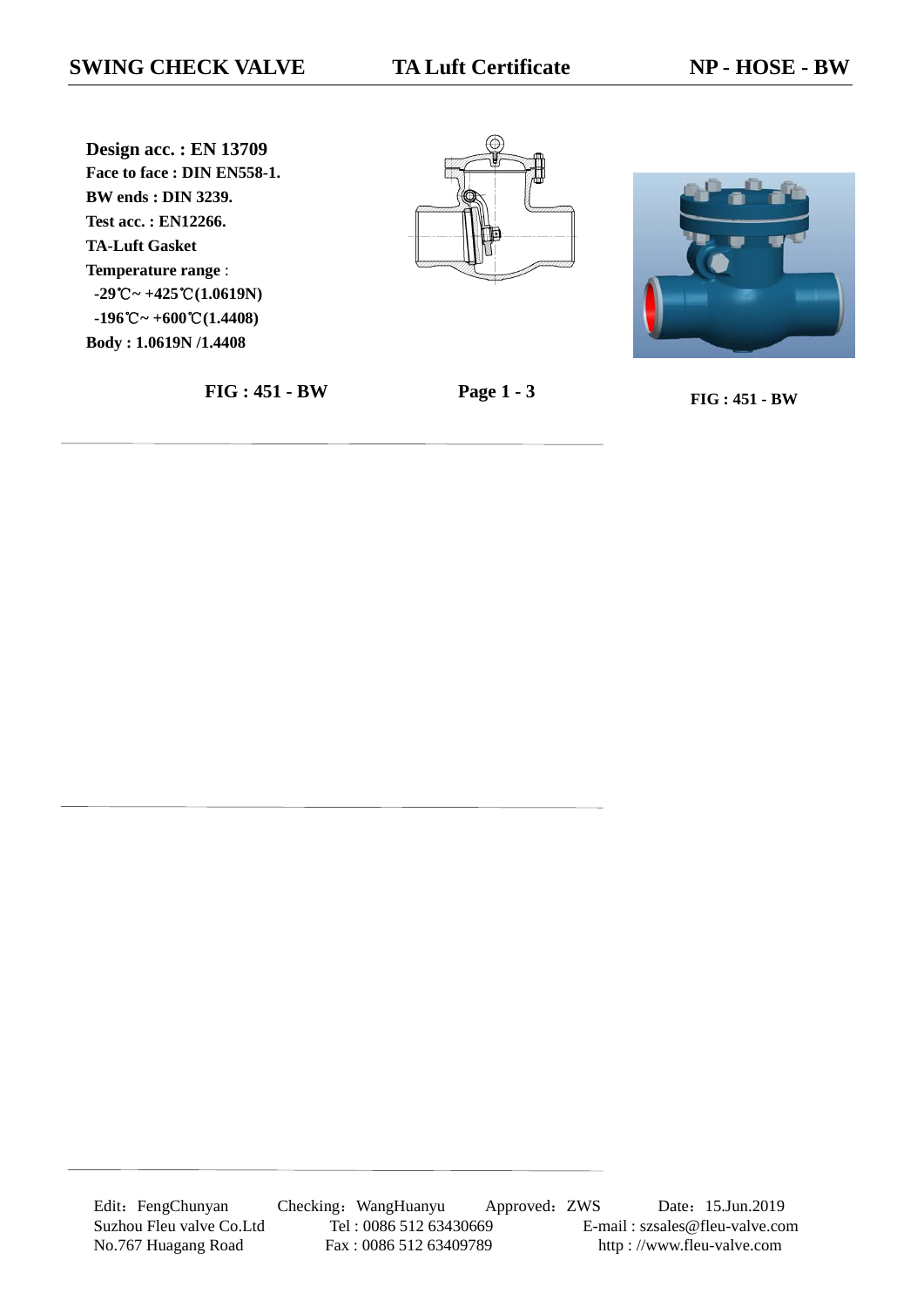# SWING CHECK VALVE — TA Luft Certificate — NP - HOSE - BW

**Design acc. : EN 13709**
**Face to face : DIN EN558-1.**
**BW ends : DIN 3239.**
**Test acc. : EN12266.**
**TA-Luft Gasket**
**Temperature range** :
**-29℃~ +425℃(1.0619N)**
**-196℃~ +600℃(1.4408)**
**Body : 1.0619N /1.4408**

**FIG : 451 - BW**

**Page 1 - 3**

**FIG : 451 - BW**

Edit：FengChunyan　Checking：WangHuanyu　Approved：ZWS　Date：15.Jun.2019

Suzhou Fleu valve Co.Ltd　Tel : 0086 512 63430669　E-mail : szsales@fleu-valve.com

No.767 Huagang Road　Fax : 0086 512 63409789　http : //www.fleu-valve.com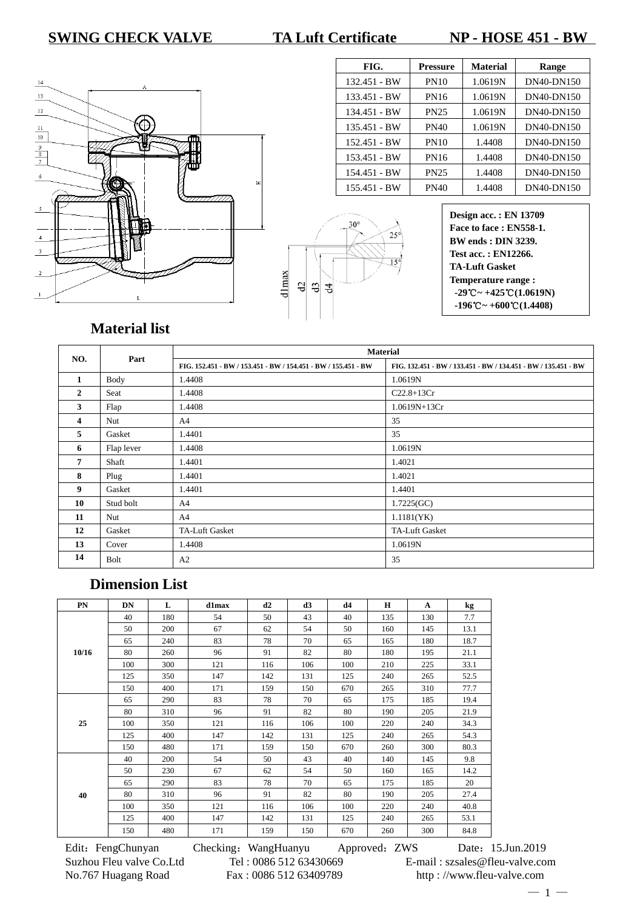# SWING CHECK VALVE TA Luft Certificate NP - HOSE 451 - BW

| FIG. | Pressure | Material | Range |
|---|---|---|---|
| 132.451 - BW | PN10 | 1.0619N | DN40-DN150 |
| 133.451 - BW | PN16 | 1.0619N | DN40-DN150 |
| 134.451 - BW | PN25 | 1.0619N | DN40-DN150 |
| 135.451 - BW | PN40 | 1.0619N | DN40-DN150 |
| 152.451 - BW | PN10 | 1.4408 | DN40-DN150 |
| 153.451 - BW | PN16 | 1.4408 | DN40-DN150 |
| 154.451 - BW | PN25 | 1.4408 | DN40-DN150 |
| 155.451 - BW | PN40 | 1.4408 | DN40-DN150 |

**Design acc. : EN 13709**
**Face to face : EN558-1.**
**BW ends : DIN 3239.**
**Test acc. : EN12266.**
**TA-Luft Gasket**
**Temperature range :**
**-29℃~ +425℃(1.0619N)**
**-196℃~ +600℃(1.4408)**

## Material list

| NO. | Part | Material | |
|---|---|---|---|
| | | FIG. 152.451 - BW / 153.451 - BW / 154.451 - BW / 155.451 - BW | FIG. 132.451 - BW / 133.451 - BW / 134.451 - BW / 135.451 - BW |
| 1 | Body | 1.4408 | 1.0619N |
| 2 | Seat | 1.4408 | C22.8+13Cr |
| 3 | Flap | 1.4408 | 1.0619N+13Cr |
| 4 | Nut | A4 | 35 |
| 5 | Gasket | 1.4401 | 35 |
| 6 | Flap lever | 1.4408 | 1.0619N |
| 7 | Shaft | 1.4401 | 1.4021 |
| 8 | Plug | 1.4401 | 1.4021 |
| 9 | Gasket | 1.4401 | 1.4401 |
| 10 | Stud bolt | A4 | 1.7225(GC) |
| 11 | Nut | A4 | 1.1181(YK) |
| 12 | Gasket | TA-Luft Gasket | TA-Luft Gasket |
| 13 | Cover | 1.4408 | 1.0619N |
| 14 | Bolt | A2 | 35 |

## Dimension List

| PN | DN | L | d1max | d2 | d3 | d4 | H | A | kg |
|---|---|---|---|---|---|---|---|---|---|
| 10/16 | 40 | 180 | 54 | 50 | 43 | 40 | 135 | 130 | 7.7 |
| | 50 | 200 | 67 | 62 | 54 | 50 | 160 | 145 | 13.1 |
| | 65 | 240 | 83 | 78 | 70 | 65 | 165 | 180 | 18.7 |
| | 80 | 260 | 96 | 91 | 82 | 80 | 180 | 195 | 21.1 |
| | 100 | 300 | 121 | 116 | 106 | 100 | 210 | 225 | 33.1 |
| | 125 | 350 | 147 | 142 | 131 | 125 | 240 | 265 | 52.5 |
| | 150 | 400 | 171 | 159 | 150 | 670 | 265 | 310 | 77.7 |
| 25 | 65 | 290 | 83 | 78 | 70 | 65 | 175 | 185 | 19.4 |
| | 80 | 310 | 96 | 91 | 82 | 80 | 190 | 205 | 21.9 |
| | 100 | 350 | 121 | 116 | 106 | 100 | 220 | 240 | 34.3 |
| | 125 | 400 | 147 | 142 | 131 | 125 | 240 | 265 | 54.3 |
| | 150 | 480 | 171 | 159 | 150 | 670 | 260 | 300 | 80.3 |
| 40 | 40 | 200 | 54 | 50 | 43 | 40 | 140 | 145 | 9.8 |
| | 50 | 230 | 67 | 62 | 54 | 50 | 160 | 165 | 14.2 |
| | 65 | 290 | 83 | 78 | 70 | 65 | 175 | 185 | 20 |
| | 80 | 310 | 96 | 91 | 82 | 80 | 190 | 205 | 27.4 |
| | 100 | 350 | 121 | 116 | 106 | 100 | 220 | 240 | 40.8 |
| | 125 | 400 | 147 | 142 | 131 | 125 | 240 | 265 | 53.1 |
| | 150 | 480 | 171 | 159 | 150 | 670 | 260 | 300 | 84.8 |

Edit：FengChunyan　Checking：WangHuanyu　Approved：ZWS　Date：15.Jun.2019
Suzhou Fleu valve Co.Ltd　Tel : 0086 512 63430669　E-mail : szsales@fleu-valve.com
No.767 Huagang Road　Fax : 0086 512 63409789　http : //www.fleu-valve.com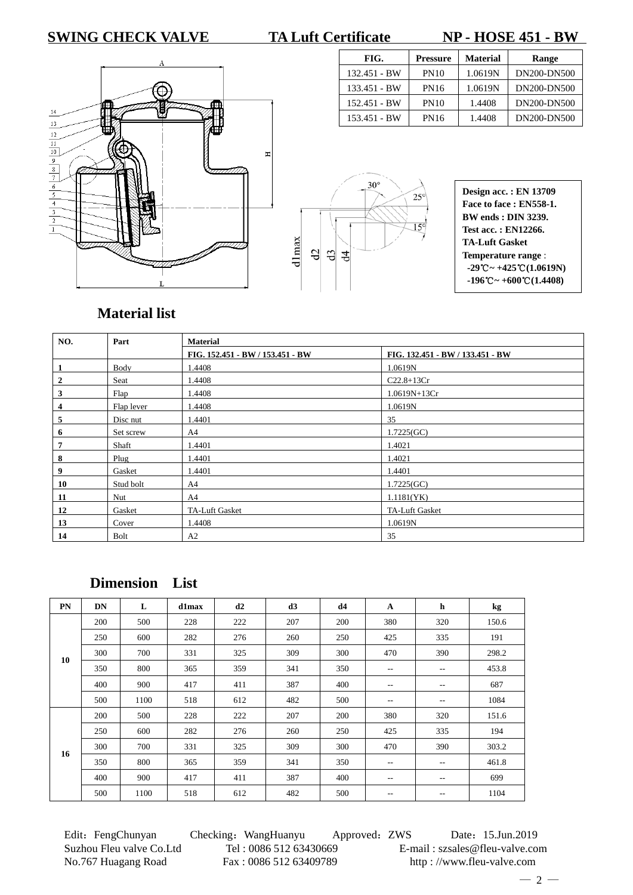# SWING CHECK VALVE　　TA Luft Certificate　　NP - HOSE 451 - BW

| FIG. | Pressure | Material | Range |
|---|---|---|---|
| 132.451 - BW | PN10 | 1.0619N | DN200-DN500 |
| 133.451 - BW | PN16 | 1.0619N | DN200-DN500 |
| 152.451 - BW | PN10 | 1.4408 | DN200-DN500 |
| 153.451 - BW | PN16 | 1.4408 | DN200-DN500 |

**Design acc. : EN 13709**
**Face to face : EN558-1.**
**BW ends : DIN 3239.**
**Test acc. : EN12266.**
**TA-Luft Gasket**
**Temperature range**：
**-29℃~ +425℃(1.0619N)**
**-196℃~ +600℃(1.4408)**

## Material list

| NO. | Part | Material | |
|---|---|---|---|
| | | FIG. 152.451 - BW / 153.451 - BW | FIG. 132.451 - BW / 133.451 - BW |
| 1 | Body | 1.4408 | 1.0619N |
| 2 | Seat | 1.4408 | C22.8+13Cr |
| 3 | Flap | 1.4408 | 1.0619N+13Cr |
| 4 | Flap lever | 1.4408 | 1.0619N |
| 5 | Disc nut | 1.4401 | 35 |
| 6 | Set screw | A4 | 1.7225(GC) |
| 7 | Shaft | 1.4401 | 1.4021 |
| 8 | Plug | 1.4401 | 1.4021 |
| 9 | Gasket | 1.4401 | 1.4401 |
| 10 | Stud bolt | A4 | 1.7225(GC) |
| 11 | Nut | A4 | 1.1181(YK) |
| 12 | Gasket | TA-Luft Gasket | TA-Luft Gasket |
| 13 | Cover | 1.4408 | 1.0619N |
| 14 | Bolt | A2 | 35 |

## Dimension　List

| PN | DN | L | d1max | d2 | d3 | d4 | A | h | kg |
|---|---|---|---|---|---|---|---|---|---|
| 10 | 200 | 500 | 228 | 222 | 207 | 200 | 380 | 320 | 150.6 |
| | 250 | 600 | 282 | 276 | 260 | 250 | 425 | 335 | 191 |
| | 300 | 700 | 331 | 325 | 309 | 300 | 470 | 390 | 298.2 |
| | 350 | 800 | 365 | 359 | 341 | 350 | -- | -- | 453.8 |
| | 400 | 900 | 417 | 411 | 387 | 400 | -- | -- | 687 |
| | 500 | 1100 | 518 | 612 | 482 | 500 | -- | -- | 1084 |
| 16 | 200 | 500 | 228 | 222 | 207 | 200 | 380 | 320 | 151.6 |
| | 250 | 600 | 282 | 276 | 260 | 250 | 425 | 335 | 194 |
| | 300 | 700 | 331 | 325 | 309 | 300 | 470 | 390 | 303.2 |
| | 350 | 800 | 365 | 359 | 341 | 350 | -- | -- | 461.8 |
| | 400 | 900 | 417 | 411 | 387 | 400 | -- | -- | 699 |
| | 500 | 1100 | 518 | 612 | 482 | 500 | -- | -- | 1104 |

Edit：FengChunyan　Checking：WangHuanyu　Approved：ZWS　Date：15.Jun.2019
Suzhou Fleu valve Co.Ltd　Tel : 0086 512 63430669　E-mail : szsales@fleu-valve.com
No.767 Huagang Road　Fax : 0086 512 63409789　http : //www.fleu-valve.com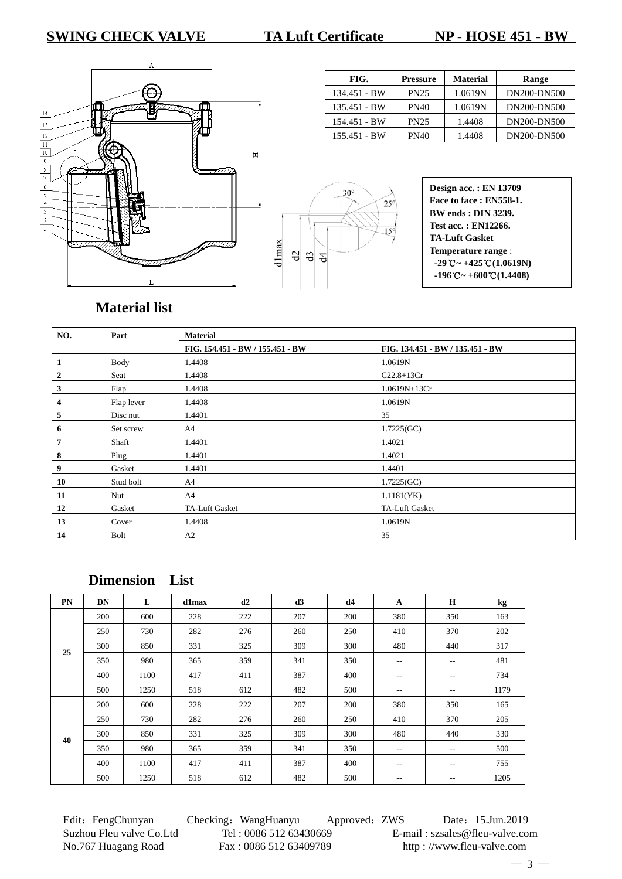# SWING CHECK VALVE TA Luft Certificate NP - HOSE 451 - BW

| FIG. | Pressure | Material | Range |
|---|---|---|---|
| 134.451 - BW | PN25 | 1.0619N | DN200-DN500 |
| 135.451 - BW | PN40 | 1.0619N | DN200-DN500 |
| 154.451 - BW | PN25 | 1.4408 | DN200-DN500 |
| 155.451 - BW | PN40 | 1.4408 | DN200-DN500 |

A

H

L

14 13 12 11 10 9 8 7 6 5 4 3 2 1

30° 25° 15°

d1max d2 d3 d4

**Design acc. : EN 13709**
**Face to face : EN558-1.**
**BW ends : DIN 3239.**
**Test acc. : EN12266.**
**TA-Luft Gasket**
**Temperature range** :
**-29℃~ +425℃(1.0619N)**
**-196℃~ +600℃(1.4408)**

## Material list

| NO. | Part | Material | |
|---|---|---|---|
| | | FIG. 154.451 - BW / 155.451 - BW | FIG. 134.451 - BW / 135.451 - BW |
| 1 | Body | 1.4408 | 1.0619N |
| 2 | Seat | 1.4408 | C22.8+13Cr |
| 3 | Flap | 1.4408 | 1.0619N+13Cr |
| 4 | Flap lever | 1.4408 | 1.0619N |
| 5 | Disc nut | 1.4401 | 35 |
| 6 | Set screw | A4 | 1.7225(GC) |
| 7 | Shaft | 1.4401 | 1.4021 |
| 8 | Plug | 1.4401 | 1.4021 |
| 9 | Gasket | 1.4401 | 1.4401 |
| 10 | Stud bolt | A4 | 1.7225(GC) |
| 11 | Nut | A4 | 1.1181(YK) |
| 12 | Gasket | TA-Luft Gasket | TA-Luft Gasket |
| 13 | Cover | 1.4408 | 1.0619N |
| 14 | Bolt | A2 | 35 |

## Dimension List

| PN | DN | L | d1max | d2 | d3 | d4 | A | H | kg |
|---|---|---|---|---|---|---|---|---|---|
| 25 | 200 | 600 | 228 | 222 | 207 | 200 | 380 | 350 | 163 |
| | 250 | 730 | 282 | 276 | 260 | 250 | 410 | 370 | 202 |
| | 300 | 850 | 331 | 325 | 309 | 300 | 480 | 440 | 317 |
| | 350 | 980 | 365 | 359 | 341 | 350 | -- | -- | 481 |
| | 400 | 1100 | 417 | 411 | 387 | 400 | -- | -- | 734 |
| | 500 | 1250 | 518 | 612 | 482 | 500 | -- | -- | 1179 |
| 40 | 200 | 600 | 228 | 222 | 207 | 200 | 380 | 350 | 165 |
| | 250 | 730 | 282 | 276 | 260 | 250 | 410 | 370 | 205 |
| | 300 | 850 | 331 | 325 | 309 | 300 | 480 | 440 | 330 |
| | 350 | 980 | 365 | 359 | 341 | 350 | -- | -- | 500 |
| | 400 | 1100 | 417 | 411 | 387 | 400 | -- | -- | 755 |
| | 500 | 1250 | 518 | 612 | 482 | 500 | -- | -- | 1205 |

Edit：FengChunyan Checking：WangHuanyu Approved：ZWS Date：15.Jun.2019
Suzhou Fleu valve Co.Ltd Tel : 0086 512 63430669 E-mail : szsales@fleu-valve.com
No.767 Huagang Road Fax : 0086 512 63409789 http : //www.fleu-valve.com